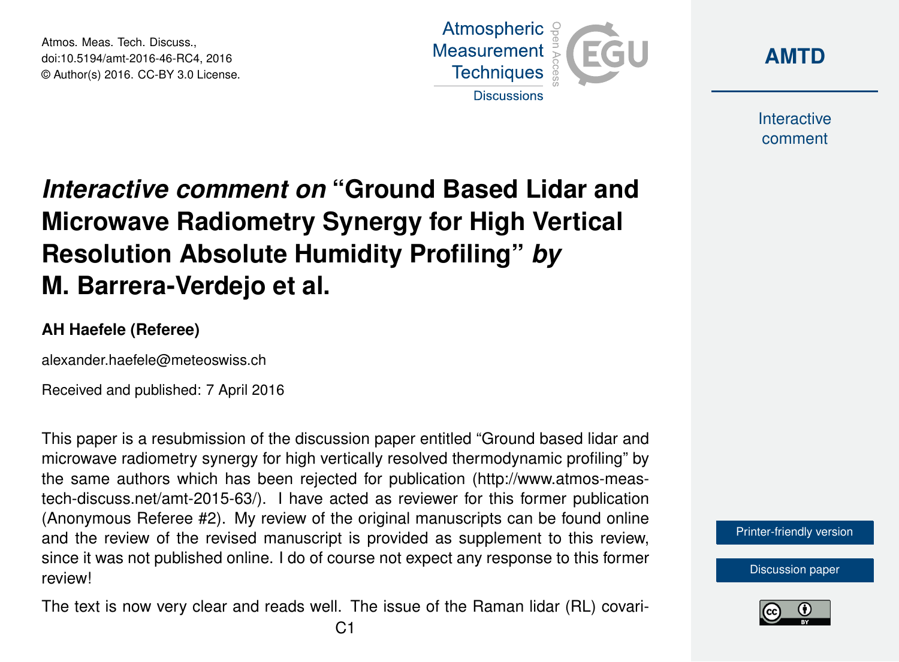Atmos. Meas. Tech. Discuss.,
doi:10.5194/amt-2016-46-RC4, 2016
© Author(s) 2016. CC-BY 3.0 License.

# *Interactive comment on* "Ground Based Lidar and Microwave Radiometry Synergy for High Vertical Resolution Absolute Humidity Profiling" *by* M. Barrera-Verdejo et al.

**AH Haefele (Referee)**

alexander.haefele@meteoswiss.ch

Received and published: 7 April 2016

This paper is a resubmission of the discussion paper entitled "Ground based lidar and microwave radiometry synergy for high vertically resolved thermodynamic profiling" by the same authors which has been rejected for publication (http://www.atmos-meas-tech-discuss.net/amt-2015-63/). I have acted as reviewer for this former publication (Anonymous Referee #2). My review of the original manuscripts can be found online and the review of the revised manuscript is provided as supplement to this review, since it was not published online. I do of course not expect any response to this former review!

The text is now very clear and reads well. The issue of the Raman lidar (RL) covari-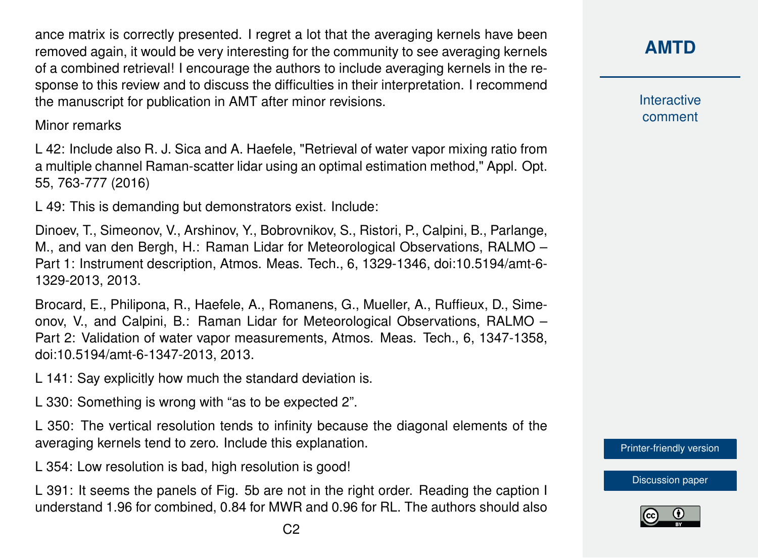ance matrix is correctly presented. I regret a lot that the averaging kernels have been removed again, it would be very interesting for the community to see averaging kernels of a combined retrieval! I encourage the authors to include averaging kernels in the response to this review and to discuss the difficulties in their interpretation. I recommend the manuscript for publication in AMT after minor revisions.

Minor remarks

L 42: Include also R. J. Sica and A. Haefele, "Retrieval of water vapor mixing ratio from a multiple channel Raman-scatter lidar using an optimal estimation method," Appl. Opt. 55, 763-777 (2016)

L 49: This is demanding but demonstrators exist. Include:

Dinoev, T., Simeonov, V., Arshinov, Y., Bobrovnikov, S., Ristori, P., Calpini, B., Parlange, M., and van den Bergh, H.: Raman Lidar for Meteorological Observations, RALMO – Part 1: Instrument description, Atmos. Meas. Tech., 6, 1329-1346, doi:10.5194/amt-6-1329-2013, 2013.

Brocard, E., Philipona, R., Haefele, A., Romanens, G., Mueller, A., Ruffieux, D., Simeonov, V., and Calpini, B.: Raman Lidar for Meteorological Observations, RALMO – Part 2: Validation of water vapor measurements, Atmos. Meas. Tech., 6, 1347-1358, doi:10.5194/amt-6-1347-2013, 2013.

L 141: Say explicitly how much the standard deviation is.

L 330: Something is wrong with "as to be expected 2".

L 350: The vertical resolution tends to infinity because the diagonal elements of the averaging kernels tend to zero. Include this explanation.

L 354: Low resolution is bad, high resolution is good!

L 391: It seems the panels of Fig. 5b are not in the right order. Reading the caption I understand 1.96 for combined, 0.84 for MWR and 0.96 for RL. The authors should also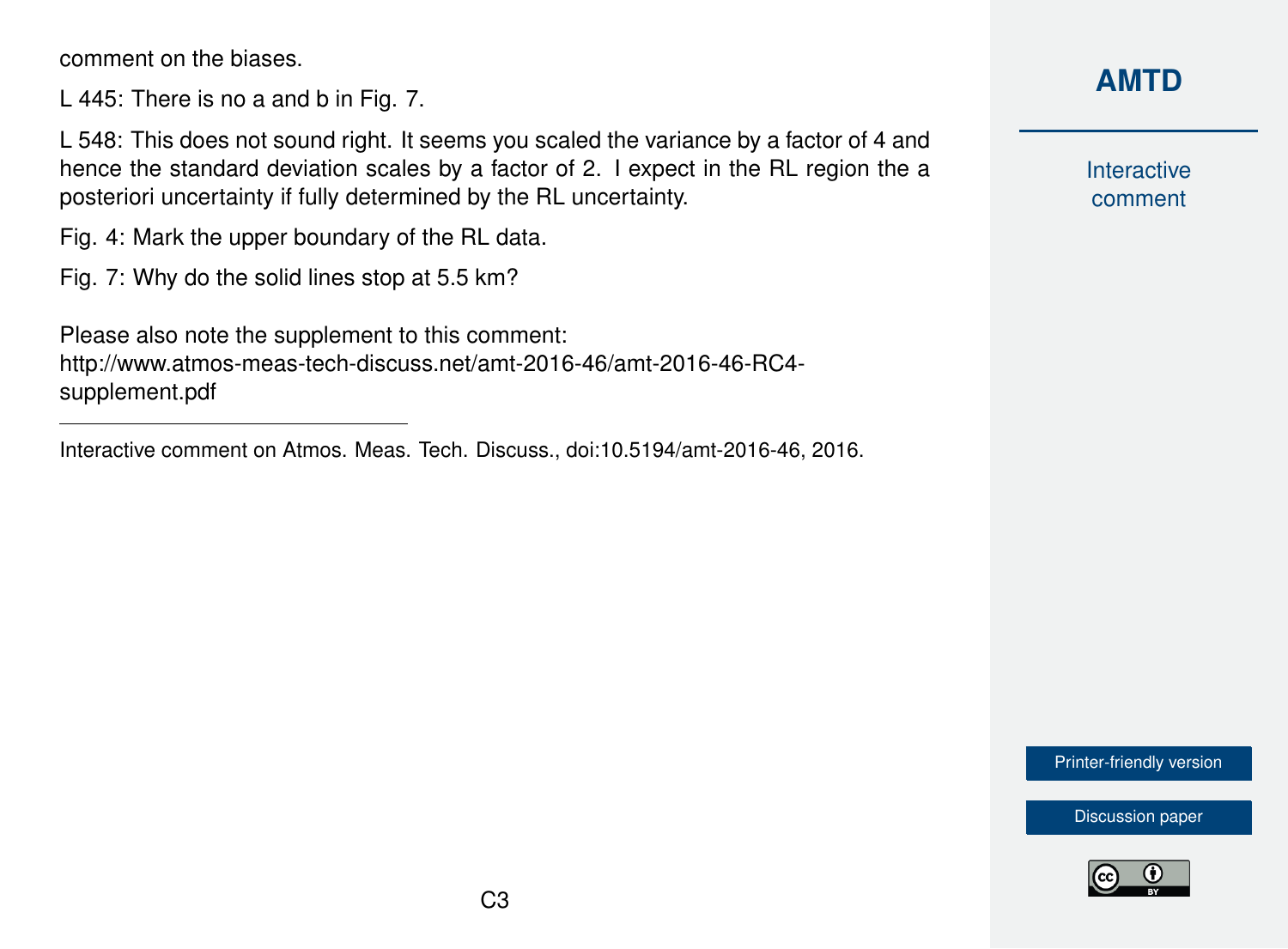comment on the biases.

L 445: There is no a and b in Fig. 7.

L 548: This does not sound right. It seems you scaled the variance by a factor of 4 and hence the standard deviation scales by a factor of 2. I expect in the RL region the a posteriori uncertainty if fully determined by the RL uncertainty.

Fig. 4: Mark the upper boundary of the RL data.

Fig. 7: Why do the solid lines stop at 5.5 km?

Please also note the supplement to this comment:
http://www.atmos-meas-tech-discuss.net/amt-2016-46/amt-2016-46-RC4-supplement.pdf

---

Interactive comment on Atmos. Meas. Tech. Discuss., doi:10.5194/amt-2016-46, 2016.